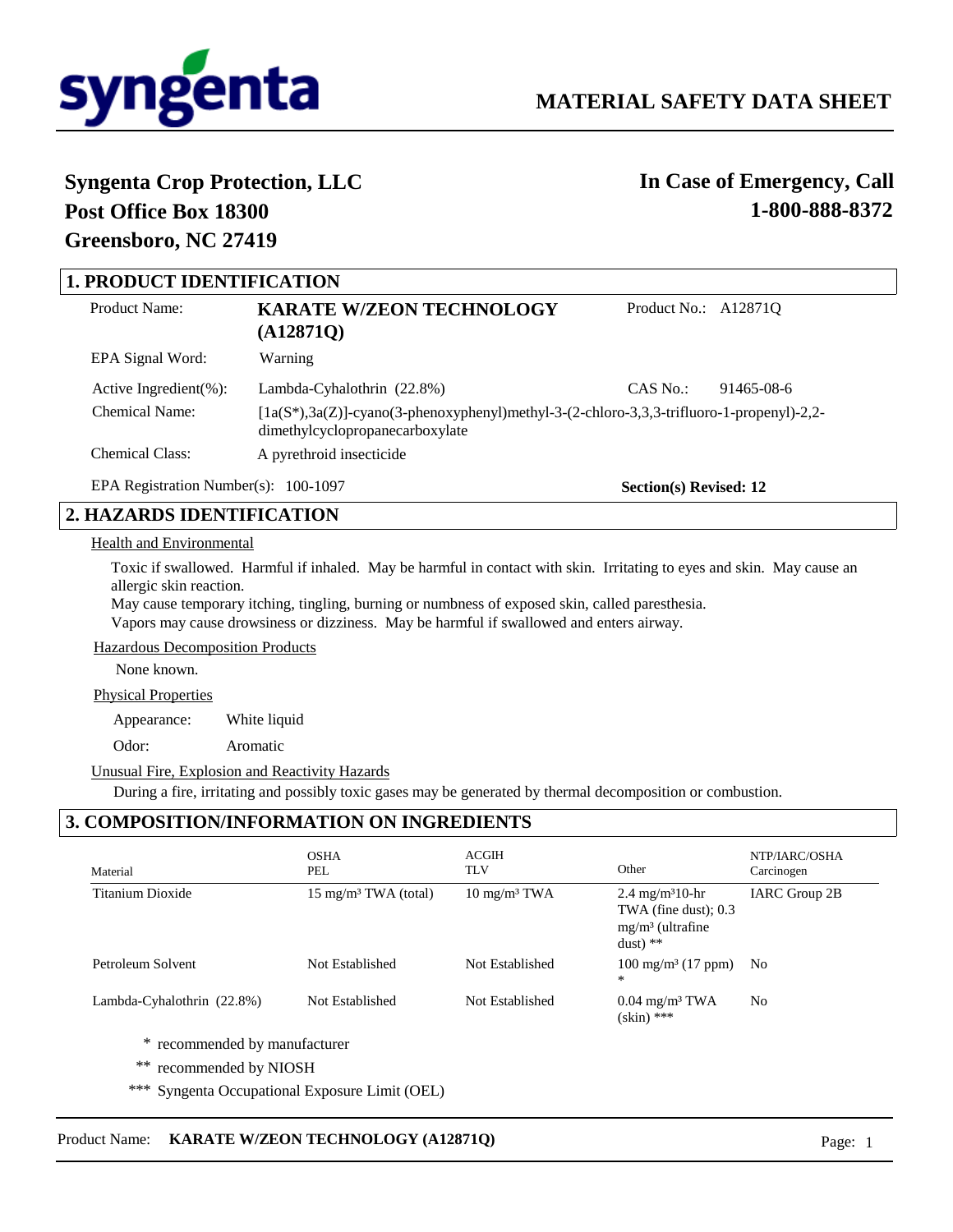syngenta

# MATERIAL SAFETY DATA SHEET

**Syngenta Crop Protection, LLC**
**Post Office Box 18300**
**Greensboro, NC 27419**

**In Case of Emergency, Call**
**1-800-888-8372**

## 1. PRODUCT IDENTIFICATION

Product Name: **KARATE W/ZEON TECHNOLOGY (A12871Q)** Product No.: A12871Q

EPA Signal Word: Warning

Active Ingredient(%): Lambda-Cyhalothrin (22.8%) CAS No.: 91465-08-6

Chemical Name: [1a(S*),3a(Z)]-cyano(3-phenoxyphenyl)methyl-3-(2-chloro-3,3,3-trifluoro-1-propenyl)-2,2-dimethylcyclopropanecarboxylate

Chemical Class: A pyrethroid insecticide

EPA Registration Number(s): 100-1097 **Section(s) Revised: 12**

## 2. HAZARDS IDENTIFICATION

Health and Environmental

Toxic if swallowed. Harmful if inhaled. May be harmful in contact with skin. Irritating to eyes and skin. May cause an allergic skin reaction.
May cause temporary itching, tingling, burning or numbness of exposed skin, called paresthesia.
Vapors may cause drowsiness or dizziness. May be harmful if swallowed and enters airway.

Hazardous Decomposition Products

None known.

Physical Properties

Appearance: White liquid

Odor: Aromatic

Unusual Fire, Explosion and Reactivity Hazards

During a fire, irritating and possibly toxic gases may be generated by thermal decomposition or combustion.

## 3. COMPOSITION/INFORMATION ON INGREDIENTS

| Material | OSHA PEL | ACGIH TLV | Other | NTP/IARC/OSHA Carcinogen |
|---|---|---|---|---|
| Titanium Dioxide | 15 mg/m³ TWA (total) | 10 mg/m³ TWA | 2.4 mg/m³10-hr TWA (fine dust); 0.3 mg/m³ (ultrafine dust) ** | IARC Group 2B |
| Petroleum Solvent | Not Established | Not Established | 100 mg/m³ (17 ppm) * | No |
| Lambda-Cyhalothrin (22.8%) | Not Established | Not Established | 0.04 mg/m³ TWA (skin) *** | No |

\* recommended by manufacturer

** recommended by NIOSH

*** Syngenta Occupational Exposure Limit (OEL)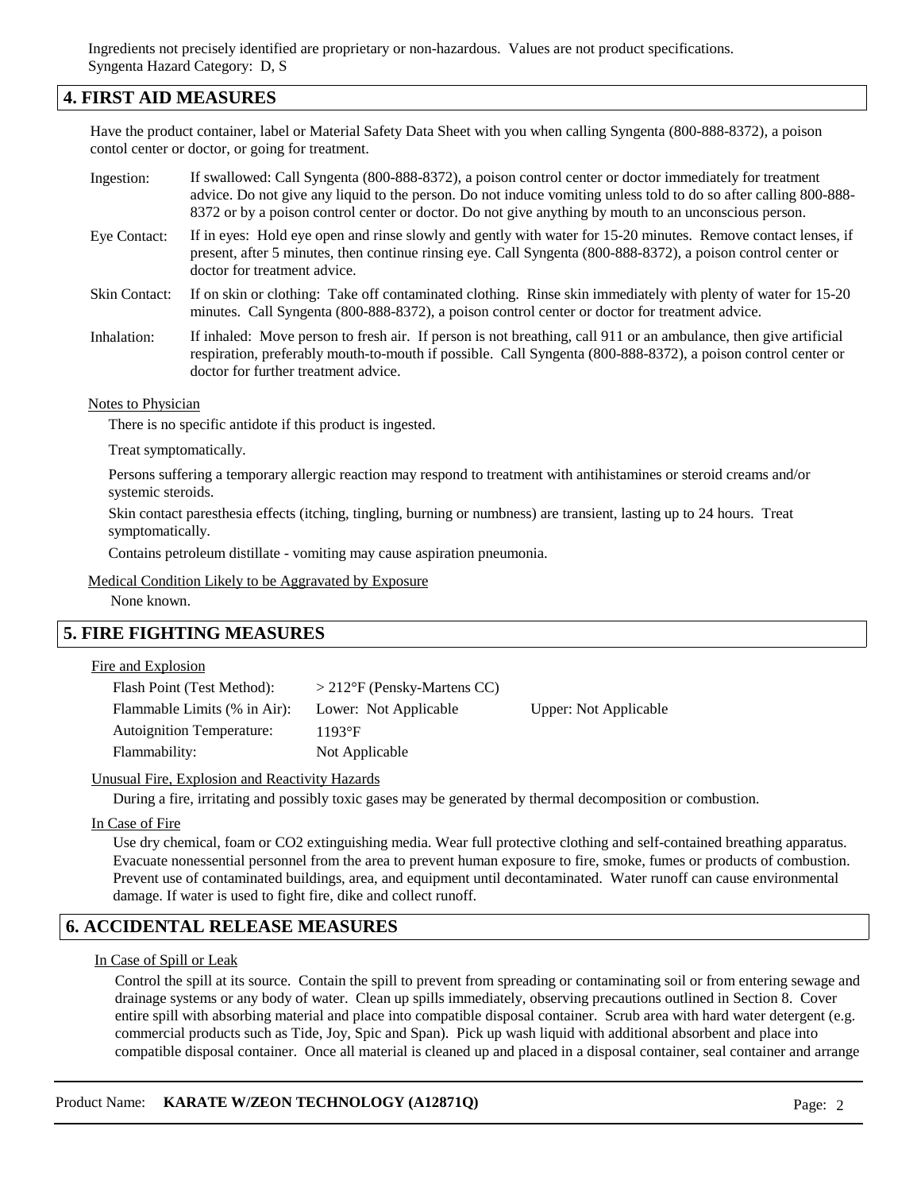Ingredients not precisely identified are proprietary or non-hazardous. Values are not product specifications.
Syngenta Hazard Category: D, S

## 4. FIRST AID MEASURES

Have the product container, label or Material Safety Data Sheet with you when calling Syngenta (800-888-8372), a poison contol center or doctor, or going for treatment.

| | |
|---|---|
| Ingestion: | If swallowed: Call Syngenta (800-888-8372), a poison control center or doctor immediately for treatment advice. Do not give any liquid to the person. Do not induce vomiting unless told to do so after calling 800-888-8372 or by a poison control center or doctor. Do not give anything by mouth to an unconscious person. |
| Eye Contact: | If in eyes: Hold eye open and rinse slowly and gently with water for 15-20 minutes. Remove contact lenses, if present, after 5 minutes, then continue rinsing eye. Call Syngenta (800-888-8372), a poison control center or doctor for treatment advice. |
| Skin Contact: | If on skin or clothing: Take off contaminated clothing. Rinse skin immediately with plenty of water for 15-20 minutes. Call Syngenta (800-888-8372), a poison control center or doctor for treatment advice. |
| Inhalation: | If inhaled: Move person to fresh air. If person is not breathing, call 911 or an ambulance, then give artificial respiration, preferably mouth-to-mouth if possible. Call Syngenta (800-888-8372), a poison control center or doctor for further treatment advice. |

Notes to Physician

There is no specific antidote if this product is ingested.

Treat symptomatically.

Persons suffering a temporary allergic reaction may respond to treatment with antihistamines or steroid creams and/or systemic steroids.

Skin contact paresthesia effects (itching, tingling, burning or numbness) are transient, lasting up to 24 hours. Treat symptomatically.

Contains petroleum distillate - vomiting may cause aspiration pneumonia.

Medical Condition Likely to be Aggravated by Exposure

None known.

## 5. FIRE FIGHTING MEASURES

Fire and Explosion

| | | |
|---|---|---|
| Flash Point (Test Method): | > 212°F (Pensky-Martens CC) | |
| Flammable Limits (% in Air): | Lower: Not Applicable | Upper: Not Applicable |
| Autoignition Temperature: | 1193°F | |
| Flammability: | Not Applicable | |

Unusual Fire, Explosion and Reactivity Hazards

During a fire, irritating and possibly toxic gases may be generated by thermal decomposition or combustion.

In Case of Fire

Use dry chemical, foam or CO2 extinguishing media. Wear full protective clothing and self-contained breathing apparatus. Evacuate nonessential personnel from the area to prevent human exposure to fire, smoke, fumes or products of combustion. Prevent use of contaminated buildings, area, and equipment until decontaminated. Water runoff can cause environmental damage. If water is used to fight fire, dike and collect runoff.

## 6. ACCIDENTAL RELEASE MEASURES

In Case of Spill or Leak

Control the spill at its source. Contain the spill to prevent from spreading or contaminating soil or from entering sewage and drainage systems or any body of water. Clean up spills immediately, observing precautions outlined in Section 8. Cover entire spill with absorbing material and place into compatible disposal container. Scrub area with hard water detergent (e.g. commercial products such as Tide, Joy, Spic and Span). Pick up wash liquid with additional absorbent and place into compatible disposal container. Once all material is cleaned up and placed in a disposal container, seal container and arrange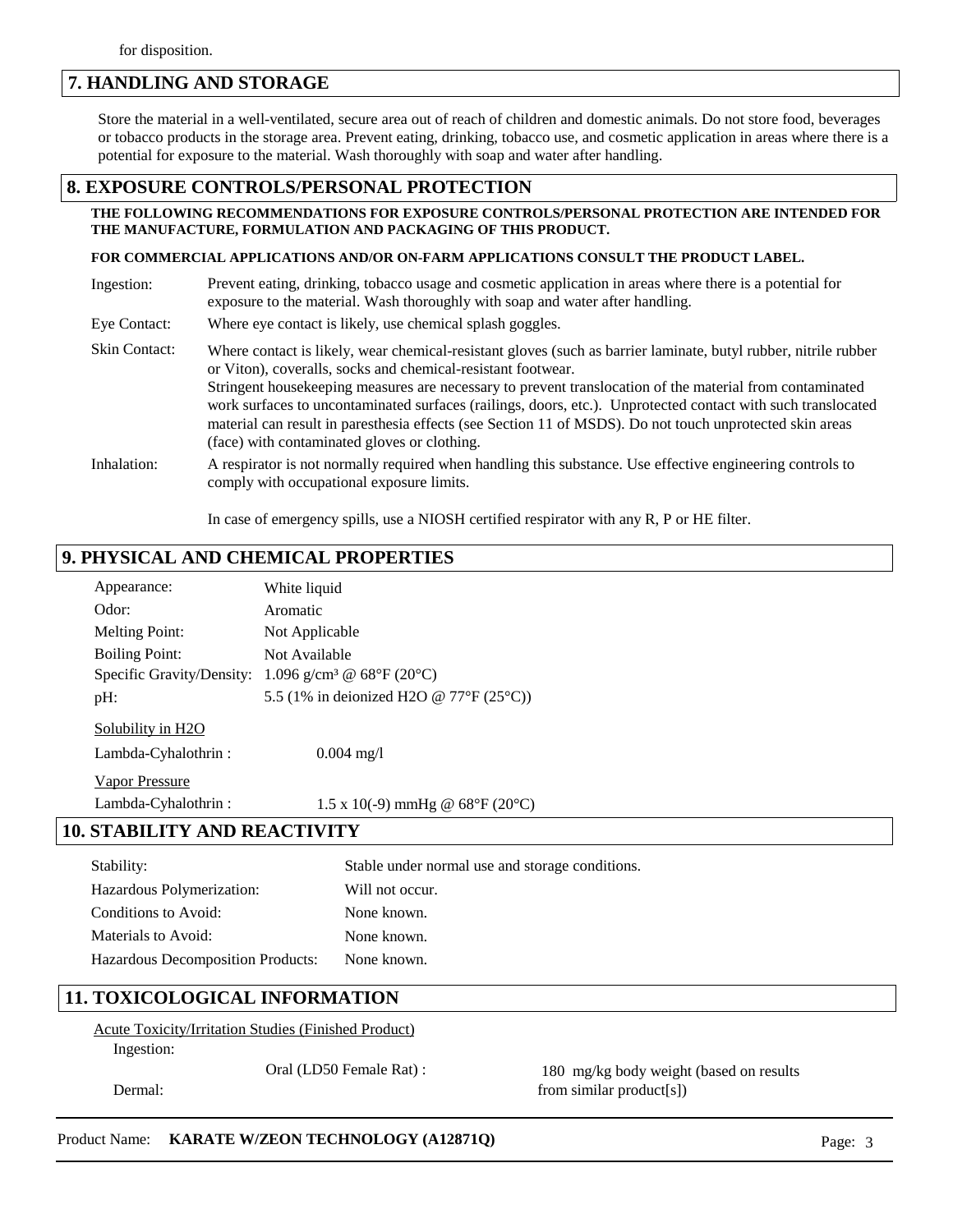for disposition.

## 7. HANDLING AND STORAGE

Store the material in a well-ventilated, secure area out of reach of children and domestic animals. Do not store food, beverages or tobacco products in the storage area. Prevent eating, drinking, tobacco use, and cosmetic application in areas where there is a potential for exposure to the material. Wash thoroughly with soap and water after handling.

## 8. EXPOSURE CONTROLS/PERSONAL PROTECTION

**THE FOLLOWING RECOMMENDATIONS FOR EXPOSURE CONTROLS/PERSONAL PROTECTION ARE INTENDED FOR THE MANUFACTURE, FORMULATION AND PACKAGING OF THIS PRODUCT.**

**FOR COMMERCIAL APPLICATIONS AND/OR ON-FARM APPLICATIONS CONSULT THE PRODUCT LABEL.**

Ingestion: Prevent eating, drinking, tobacco usage and cosmetic application in areas where there is a potential for exposure to the material. Wash thoroughly with soap and water after handling.

Eye Contact: Where eye contact is likely, use chemical splash goggles.

Skin Contact: Where contact is likely, wear chemical-resistant gloves (such as barrier laminate, butyl rubber, nitrile rubber or Viton), coveralls, socks and chemical-resistant footwear.
Stringent housekeeping measures are necessary to prevent translocation of the material from contaminated work surfaces to uncontaminated surfaces (railings, doors, etc.). Unprotected contact with such translocated material can result in paresthesia effects (see Section 11 of MSDS). Do not touch unprotected skin areas (face) with contaminated gloves or clothing.

Inhalation: A respirator is not normally required when handling this substance. Use effective engineering controls to comply with occupational exposure limits.

In case of emergency spills, use a NIOSH certified respirator with any R, P or HE filter.

## 9. PHYSICAL AND CHEMICAL PROPERTIES

| | |
|---|---|
| Appearance: | White liquid |
| Odor: | Aromatic |
| Melting Point: | Not Applicable |
| Boiling Point: | Not Available |
| Specific Gravity/Density: | 1.096 g/cm³ @ 68°F (20°C) |
| pH: | 5.5 (1% in deionized $H_2O$ @ 77°F (25°C)) |

Solubility in $H_2O$

Lambda-Cyhalothrin : 0.004 mg/l

Vapor Pressure

Lambda-Cyhalothrin : 1.5 x 10(-9) mmHg @ 68°F (20°C)

## 10. STABILITY AND REACTIVITY

| | |
|---|---|
| Stability: | Stable under normal use and storage conditions. |
| Hazardous Polymerization: | Will not occur. |
| Conditions to Avoid: | None known. |
| Materials to Avoid: | None known. |
| Hazardous Decomposition Products: | None known. |

## 11. TOXICOLOGICAL INFORMATION

Acute Toxicity/Irritation Studies (Finished Product)

Ingestion:

Oral (LD50 Female Rat) : 180 mg/kg body weight (based on results from similar product[s])

Dermal: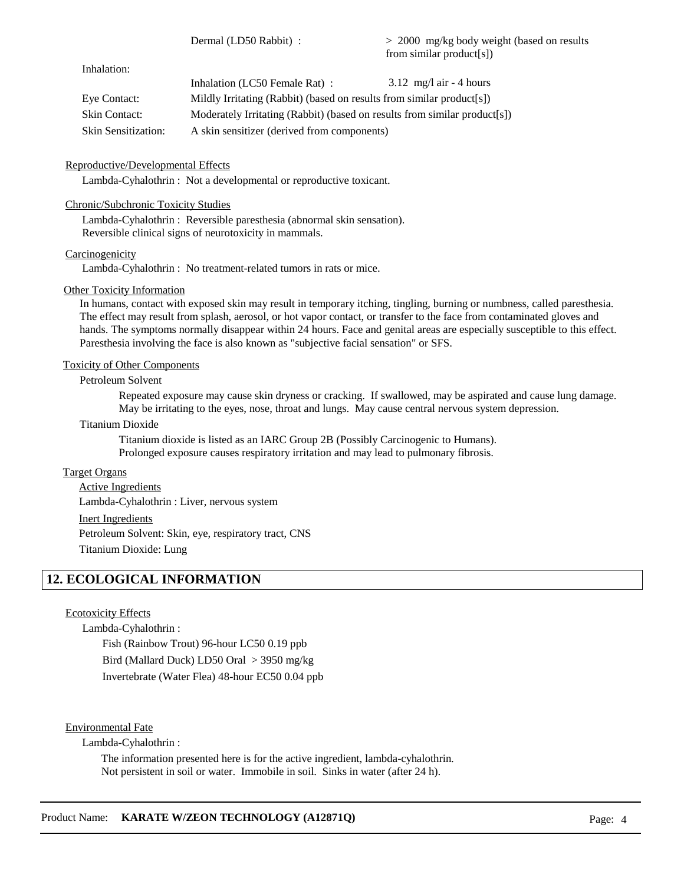| | | |
|---|---|---|
| | Dermal (LD50 Rabbit) : | > 2000 mg/kg body weight (based on results from similar product[s]) |
| Inhalation: | | |
| | Inhalation (LC50 Female Rat) : | 3.12 mg/l air - 4 hours |
| Eye Contact: | Mildly Irritating (Rabbit) (based on results from similar product[s]) | |
| Skin Contact: | Moderately Irritating (Rabbit) (based on results from similar product[s]) | |
| Skin Sensitization: | A skin sensitizer (derived from components) | |

Reproductive/Developmental Effects

Lambda-Cyhalothrin : Not a developmental or reproductive toxicant.

Chronic/Subchronic Toxicity Studies

Lambda-Cyhalothrin : Reversible paresthesia (abnormal skin sensation). Reversible clinical signs of neurotoxicity in mammals.

Carcinogenicity

Lambda-Cyhalothrin : No treatment-related tumors in rats or mice.

Other Toxicity Information

In humans, contact with exposed skin may result in temporary itching, tingling, burning or numbness, called paresthesia. The effect may result from splash, aerosol, or hot vapor contact, or transfer to the face from contaminated gloves and hands. The symptoms normally disappear within 24 hours. Face and genital areas are especially susceptible to this effect. Paresthesia involving the face is also known as "subjective facial sensation" or SFS.

Toxicity of Other Components

Petroleum Solvent

Repeated exposure may cause skin dryness or cracking. If swallowed, may be aspirated and cause lung damage. May be irritating to the eyes, nose, throat and lungs. May cause central nervous system depression.

Titanium Dioxide

Titanium dioxide is listed as an IARC Group 2B (Possibly Carcinogenic to Humans). Prolonged exposure causes respiratory irritation and may lead to pulmonary fibrosis.

Target Organs

Active Ingredients

Lambda-Cyhalothrin : Liver, nervous system

Inert Ingredients

Petroleum Solvent: Skin, eye, respiratory tract, CNS

Titanium Dioxide: Lung

## 12. ECOLOGICAL INFORMATION

Ecotoxicity Effects

Lambda-Cyhalothrin :

Fish (Rainbow Trout) 96-hour LC50 0.19 ppb

Bird (Mallard Duck) LD50 Oral > 3950 mg/kg

Invertebrate (Water Flea) 48-hour EC50 0.04 ppb

Environmental Fate

Lambda-Cyhalothrin :

The information presented here is for the active ingredient, lambda-cyhalothrin.
Not persistent in soil or water. Immobile in soil. Sinks in water (after 24 h).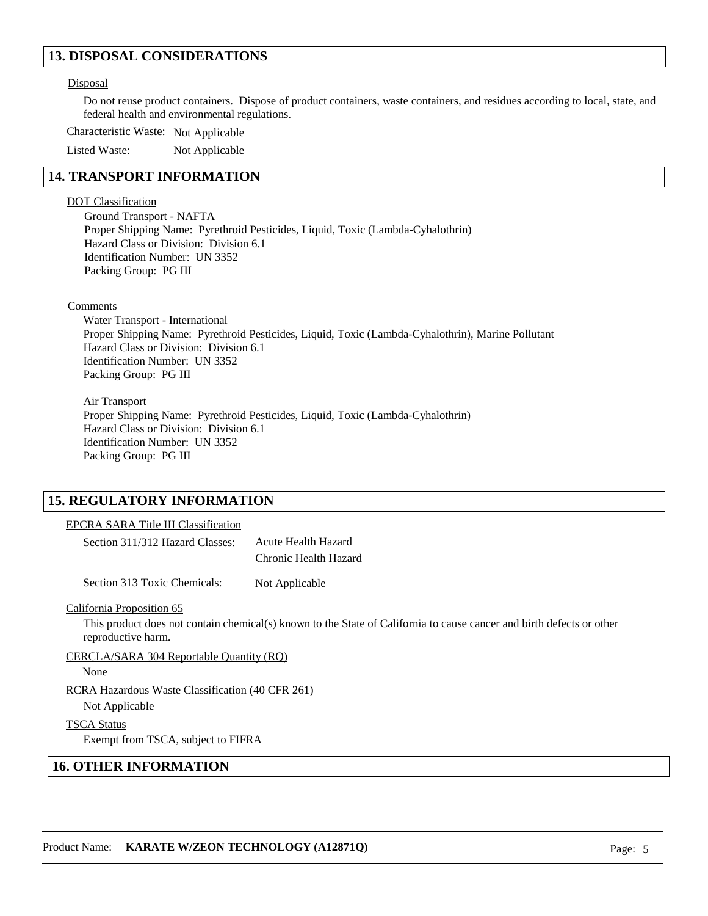## 13. DISPOSAL CONSIDERATIONS

Disposal

Do not reuse product containers. Dispose of product containers, waste containers, and residues according to local, state, and federal health and environmental regulations.

Characteristic Waste: Not Applicable

Listed Waste: Not Applicable

## 14. TRANSPORT INFORMATION

DOT Classification

Ground Transport - NAFTA
Proper Shipping Name: Pyrethroid Pesticides, Liquid, Toxic (Lambda-Cyhalothrin)
Hazard Class or Division: Division 6.1
Identification Number: UN 3352
Packing Group: PG III

Comments

Water Transport - International
Proper Shipping Name: Pyrethroid Pesticides, Liquid, Toxic (Lambda-Cyhalothrin), Marine Pollutant
Hazard Class or Division: Division 6.1
Identification Number: UN 3352
Packing Group: PG III

Air Transport
Proper Shipping Name: Pyrethroid Pesticides, Liquid, Toxic (Lambda-Cyhalothrin)
Hazard Class or Division: Division 6.1
Identification Number: UN 3352
Packing Group: PG III

## 15. REGULATORY INFORMATION

EPCRA SARA Title III Classification

Section 311/312 Hazard Classes: Acute Health Hazard
Chronic Health Hazard

Section 313 Toxic Chemicals: Not Applicable

California Proposition 65

This product does not contain chemical(s) known to the State of California to cause cancer and birth defects or other reproductive harm.

CERCLA/SARA 304 Reportable Quantity (RQ)

None

RCRA Hazardous Waste Classification (40 CFR 261)

Not Applicable

TSCA Status

Exempt from TSCA, subject to FIFRA

## 16. OTHER INFORMATION

Product Name: **KARATE W/ZEON TECHNOLOGY (A12871Q)**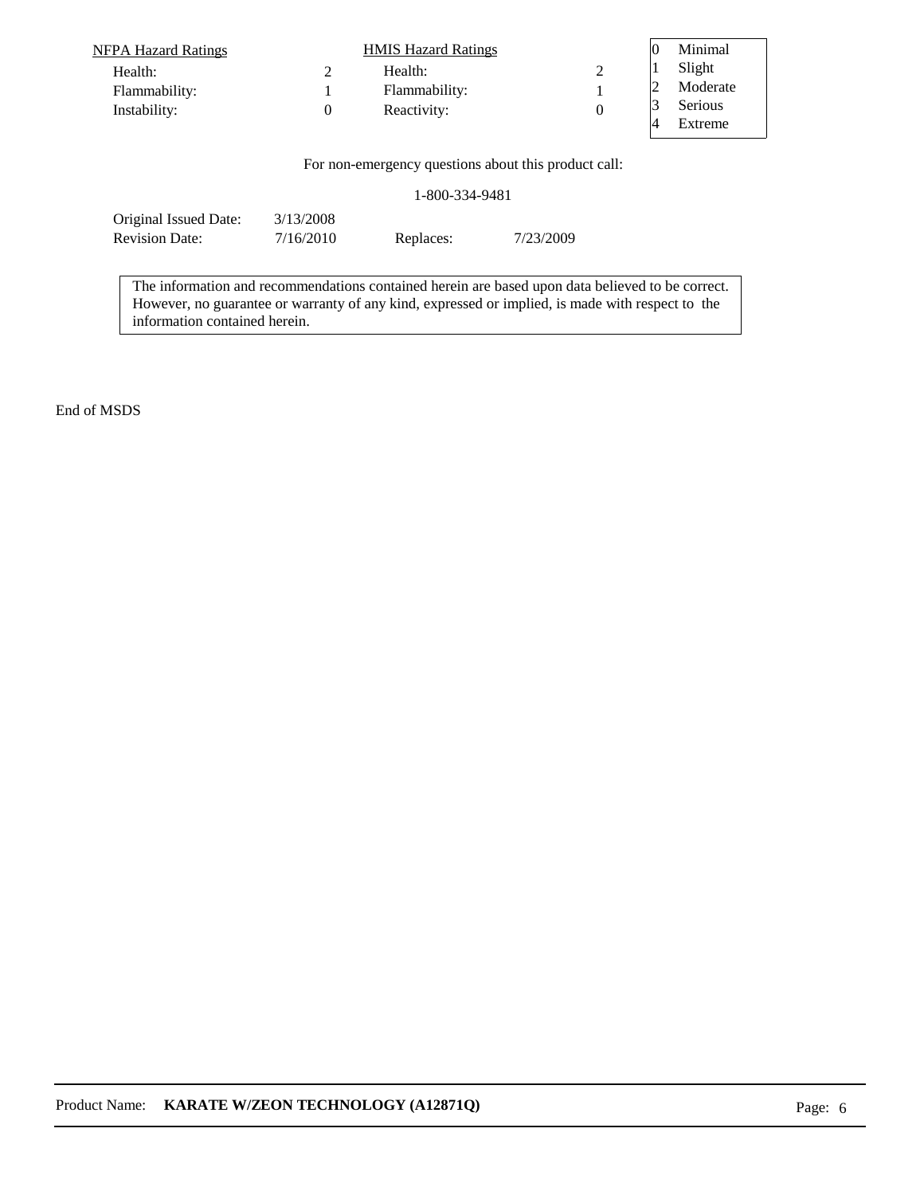| NFPA Hazard Ratings | | HMIS Hazard Ratings | | | |
|---|---|---|---|---|---|
| Health: | 2 | Health: | 2 | 0 | Minimal |
| Flammability: | 1 | Flammability: | 1 | 1 | Slight |
| Instability: | 0 | Reactivity: | 0 | 2 | Moderate |
| | | | | 3 | Serious |
| | | | | 4 | Extreme |

For non-emergency questions about this product call:

1-800-334-9481

| | | | |
|---|---|---|---|
| Original Issued Date: | 3/13/2008 | | |
| Revision Date: | 7/16/2010 | Replaces: | 7/23/2009 |

The information and recommendations contained herein are based upon data believed to be correct. However, no guarantee or warranty of any kind, expressed or implied, is made with respect to the information contained herein.

End of MSDS

Product Name: **KARATE W/ZEON TECHNOLOGY (A12871Q)**